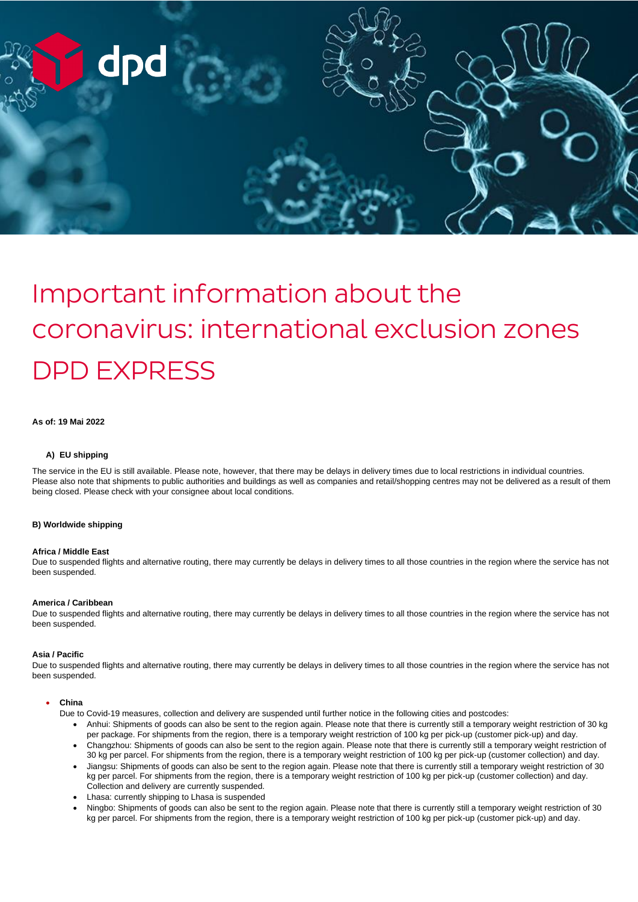# Important information about the coronavirus: international exclusion zones DPD EXPRESS

**As of: 19 Mai 2022**

## A) EU shipping

The service in the EU is still available. Please note, however, that there may be delays in delivery times due to local restrictions in individual countries. Please also note that shipments to public authorities and buildings as well as companies and retail/shopping centres may not be delivered as a result of them being closed. Please check with your consignee about local conditions.

## B) Worldwide shipping

### Africa / Middle East

Due to suspended flights and alternative routing, there may currently be delays in delivery times to all those countries in the region where the service has not been suspended.

### America / Caribbean

Due to suspended flights and alternative routing, there may currently be delays in delivery times to all those countries in the region where the service has not been suspended.

### Asia / Pacific

Due to suspended flights and alternative routing, there may currently be delays in delivery times to all those countries in the region where the service has not been suspended.

- **China**

  Due to Covid-19 measures, collection and delivery are suspended until further notice in the following cities and postcodes:
  - Anhui: Shipments of goods can also be sent to the region again. Please note that there is currently still a temporary weight restriction of 30 kg per package. For shipments from the region, there is a temporary weight restriction of 100 kg per pick-up (customer pick-up) and day.
  - Changzhou: Shipments of goods can also be sent to the region again. Please note that there is currently still a temporary weight restriction of 30 kg per parcel. For shipments from the region, there is a temporary weight restriction of 100 kg per pick-up (customer collection) and day.
  - Jiangsu: Shipments of goods can also be sent to the region again. Please note that there is currently still a temporary weight restriction of 30 kg per parcel. For shipments from the region, there is a temporary weight restriction of 100 kg per pick-up (customer collection) and day. Collection and delivery are currently suspended.
  - Lhasa: currently shipping to Lhasa is suspended
  - Ningbo: Shipments of goods can also be sent to the region again. Please note that there is currently still a temporary weight restriction of 30 kg per parcel. For shipments from the region, there is a temporary weight restriction of 100 kg per pick-up (customer pick-up) and day.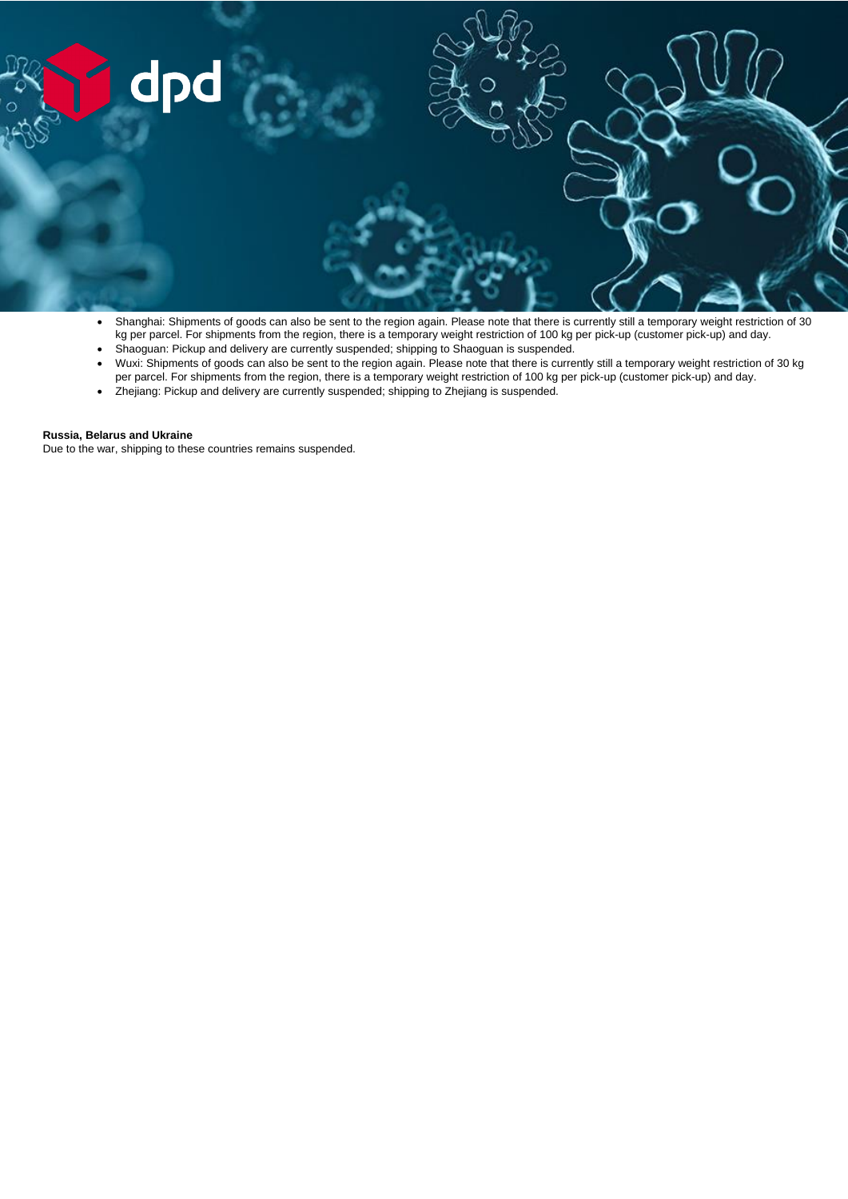- Shanghai: Shipments of goods can also be sent to the region again. Please note that there is currently still a temporary weight restriction of 30 kg per parcel. For shipments from the region, there is a temporary weight restriction of 100 kg per pick-up (customer pick-up) and day.
- Shaoguan: Pickup and delivery are currently suspended; shipping to Shaoguan is suspended.
- Wuxi: Shipments of goods can also be sent to the region again. Please note that there is currently still a temporary weight restriction of 30 kg per parcel. For shipments from the region, there is a temporary weight restriction of 100 kg per pick-up (customer pick-up) and day.
- Zhejiang: Pickup and delivery are currently suspended; shipping to Zhejiang is suspended.

**Russia, Belarus and Ukraine**

Due to the war, shipping to these countries remains suspended.